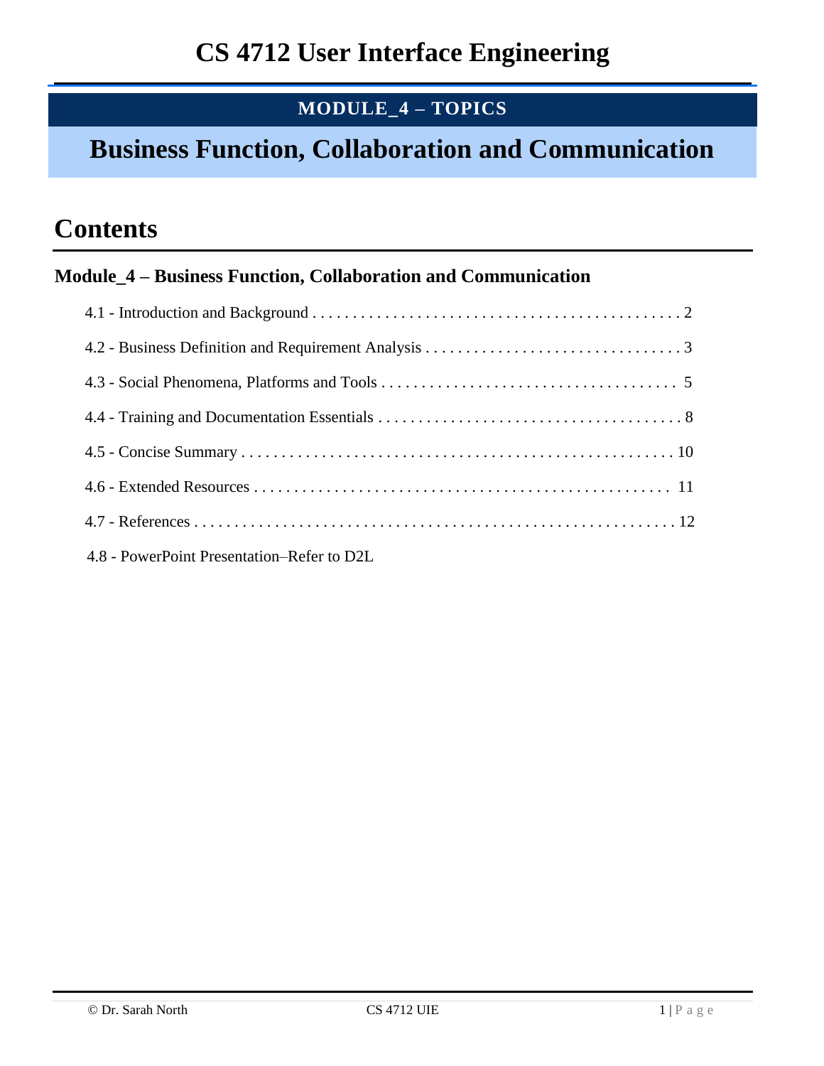# CS 4712 User Interface Engineering

**MODULE_4 – TOPICS**

## Business Function, Collaboration and Communication

# Contents

### Module_4 – Business Function, Collaboration and Communication

4.1 - Introduction and Background . . . . . . . . . . . . . . . . . . . . . . . . . . . . . . . . . . . . . . . . . . . . . . 2

4.2 - Business Definition and Requirement Analysis . . . . . . . . . . . . . . . . . . . . . . . . . . . . . . . . 3

4.3 - Social Phenomena, Platforms and Tools . . . . . . . . . . . . . . . . . . . . . . . . . . . . . . . . . . . . . 5

4.4 - Training and Documentation Essentials . . . . . . . . . . . . . . . . . . . . . . . . . . . . . . . . . . . . . . 8

4.5 - Concise Summary . . . . . . . . . . . . . . . . . . . . . . . . . . . . . . . . . . . . . . . . . . . . . . . . . . . . . . 10

4.6 - Extended Resources . . . . . . . . . . . . . . . . . . . . . . . . . . . . . . . . . . . . . . . . . . . . . . . . . . . . 11

4.7 - References . . . . . . . . . . . . . . . . . . . . . . . . . . . . . . . . . . . . . . . . . . . . . . . . . . . . . . . . . . . 12

4.8 - PowerPoint Presentation–Refer to D2L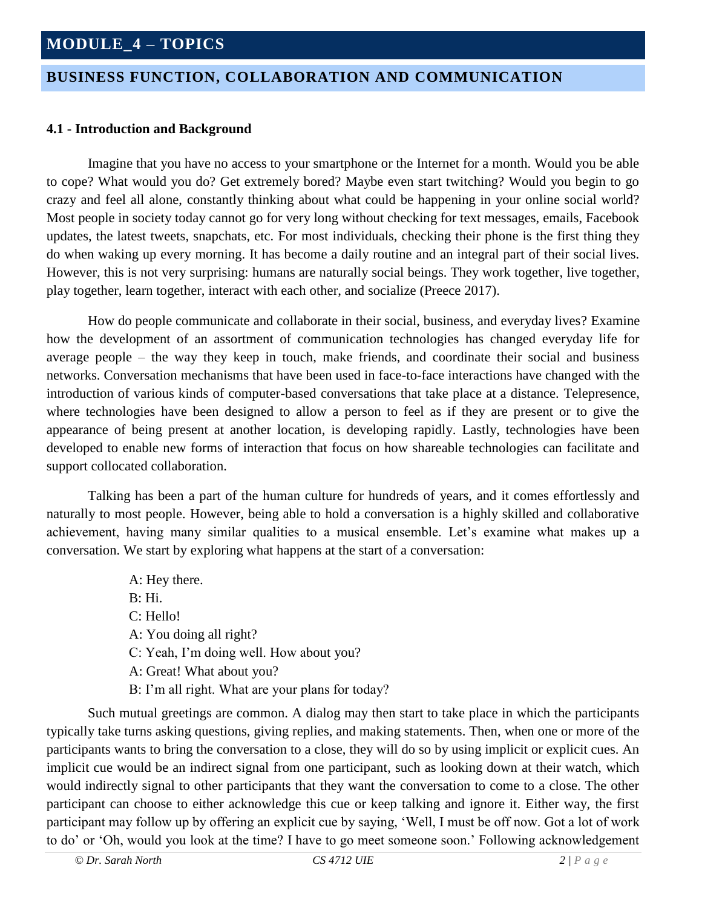# MODULE_4 – TOPICS

## BUSINESS FUNCTION, COLLABORATION AND COMMUNICATION

**4.1 - Introduction and Background**

Imagine that you have no access to your smartphone or the Internet for a month. Would you be able to cope? What would you do? Get extremely bored? Maybe even start twitching? Would you begin to go crazy and feel all alone, constantly thinking about what could be happening in your online social world? Most people in society today cannot go for very long without checking for text messages, emails, Facebook updates, the latest tweets, snapchats, etc. For most individuals, checking their phone is the first thing they do when waking up every morning. It has become a daily routine and an integral part of their social lives. However, this is not very surprising: humans are naturally social beings. They work together, live together, play together, learn together, interact with each other, and socialize (Preece 2017).

How do people communicate and collaborate in their social, business, and everyday lives? Examine how the development of an assortment of communication technologies has changed everyday life for average people – the way they keep in touch, make friends, and coordinate their social and business networks. Conversation mechanisms that have been used in face-to-face interactions have changed with the introduction of various kinds of computer-based conversations that take place at a distance. Telepresence, where technologies have been designed to allow a person to feel as if they are present or to give the appearance of being present at another location, is developing rapidly. Lastly, technologies have been developed to enable new forms of interaction that focus on how shareable technologies can facilitate and support collocated collaboration.

Talking has been a part of the human culture for hundreds of years, and it comes effortlessly and naturally to most people. However, being able to hold a conversation is a highly skilled and collaborative achievement, having many similar qualities to a musical ensemble. Let's examine what makes up a conversation. We start by exploring what happens at the start of a conversation:

A: Hey there.
B: Hi.
C: Hello!
A: You doing all right?
C: Yeah, I'm doing well. How about you?
A: Great! What about you?
B: I'm all right. What are your plans for today?

Such mutual greetings are common. A dialog may then start to take place in which the participants typically take turns asking questions, giving replies, and making statements. Then, when one or more of the participants wants to bring the conversation to a close, they will do so by using implicit or explicit cues. An implicit cue would be an indirect signal from one participant, such as looking down at their watch, which would indirectly signal to other participants that they want the conversation to come to a close. The other participant can choose to either acknowledge this cue or keep talking and ignore it. Either way, the first participant may follow up by offering an explicit cue by saying, 'Well, I must be off now. Got a lot of work to do' or 'Oh, would you look at the time? I have to go meet someone soon.' Following acknowledgement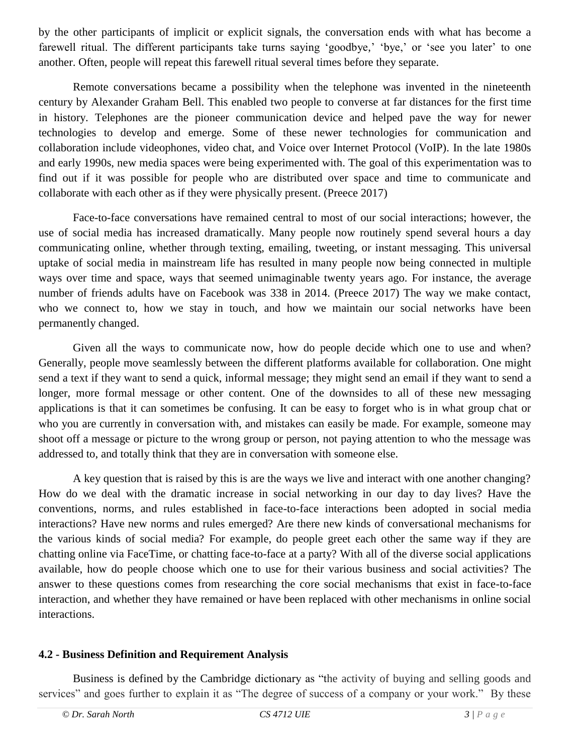by the other participants of implicit or explicit signals, the conversation ends with what has become a farewell ritual. The different participants take turns saying 'goodbye,' 'bye,' or 'see you later' to one another. Often, people will repeat this farewell ritual several times before they separate.

Remote conversations became a possibility when the telephone was invented in the nineteenth century by Alexander Graham Bell. This enabled two people to converse at far distances for the first time in history. Telephones are the pioneer communication device and helped pave the way for newer technologies to develop and emerge. Some of these newer technologies for communication and collaboration include videophones, video chat, and Voice over Internet Protocol (VoIP). In the late 1980s and early 1990s, new media spaces were being experimented with. The goal of this experimentation was to find out if it was possible for people who are distributed over space and time to communicate and collaborate with each other as if they were physically present. (Preece 2017)

Face-to-face conversations have remained central to most of our social interactions; however, the use of social media has increased dramatically. Many people now routinely spend several hours a day communicating online, whether through texting, emailing, tweeting, or instant messaging. This universal uptake of social media in mainstream life has resulted in many people now being connected in multiple ways over time and space, ways that seemed unimaginable twenty years ago. For instance, the average number of friends adults have on Facebook was 338 in 2014. (Preece 2017) The way we make contact, who we connect to, how we stay in touch, and how we maintain our social networks have been permanently changed.

Given all the ways to communicate now, how do people decide which one to use and when? Generally, people move seamlessly between the different platforms available for collaboration. One might send a text if they want to send a quick, informal message; they might send an email if they want to send a longer, more formal message or other content. One of the downsides to all of these new messaging applications is that it can sometimes be confusing. It can be easy to forget who is in what group chat or who you are currently in conversation with, and mistakes can easily be made. For example, someone may shoot off a message or picture to the wrong group or person, not paying attention to who the message was addressed to, and totally think that they are in conversation with someone else.

A key question that is raised by this is are the ways we live and interact with one another changing? How do we deal with the dramatic increase in social networking in our day to day lives? Have the conventions, norms, and rules established in face-to-face interactions been adopted in social media interactions? Have new norms and rules emerged? Are there new kinds of conversational mechanisms for the various kinds of social media? For example, do people greet each other the same way if they are chatting online via FaceTime, or chatting face-to-face at a party? With all of the diverse social applications available, how do people choose which one to use for their various business and social activities? The answer to these questions comes from researching the core social mechanisms that exist in face-to-face interaction, and whether they have remained or have been replaced with other mechanisms in online social interactions.

### 4.2 - Business Definition and Requirement Analysis

Business is defined by the Cambridge dictionary as "the activity of buying and selling goods and services" and goes further to explain it as "The degree of success of a company or your work." By these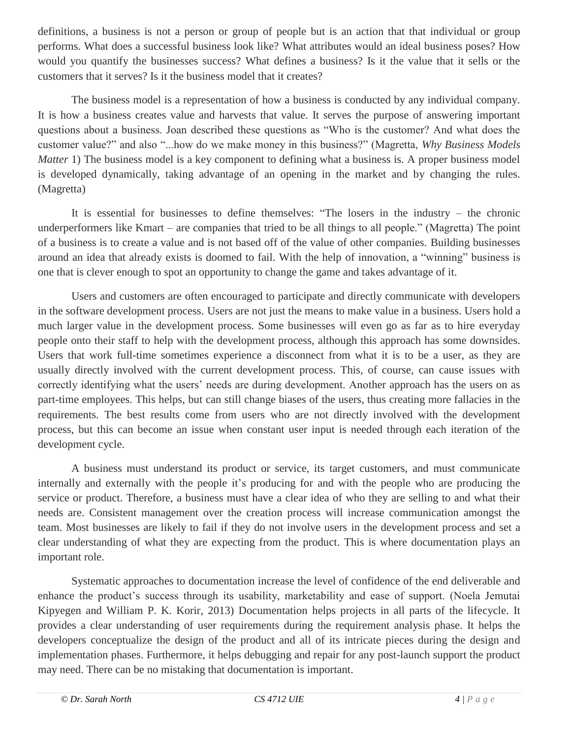definitions, a business is not a person or group of people but is an action that that individual or group performs. What does a successful business look like? What attributes would an ideal business poses? How would you quantify the businesses success? What defines a business? Is it the value that it sells or the customers that it serves? Is it the business model that it creates?

The business model is a representation of how a business is conducted by any individual company. It is how a business creates value and harvests that value. It serves the purpose of answering important questions about a business. Joan described these questions as "Who is the customer? And what does the customer value?" and also "...how do we make money in this business?" (Magretta, *Why Business Models Matter* 1) The business model is a key component to defining what a business is. A proper business model is developed dynamically, taking advantage of an opening in the market and by changing the rules. (Magretta)

It is essential for businesses to define themselves: "The losers in the industry – the chronic underperformers like Kmart – are companies that tried to be all things to all people." (Magretta) The point of a business is to create a value and is not based off of the value of other companies. Building businesses around an idea that already exists is doomed to fail. With the help of innovation, a "winning" business is one that is clever enough to spot an opportunity to change the game and takes advantage of it.

Users and customers are often encouraged to participate and directly communicate with developers in the software development process. Users are not just the means to make value in a business. Users hold a much larger value in the development process. Some businesses will even go as far as to hire everyday people onto their staff to help with the development process, although this approach has some downsides. Users that work full-time sometimes experience a disconnect from what it is to be a user, as they are usually directly involved with the current development process. This, of course, can cause issues with correctly identifying what the users' needs are during development. Another approach has the users on as part-time employees. This helps, but can still change biases of the users, thus creating more fallacies in the requirements. The best results come from users who are not directly involved with the development process, but this can become an issue when constant user input is needed through each iteration of the development cycle.

A business must understand its product or service, its target customers, and must communicate internally and externally with the people it's producing for and with the people who are producing the service or product. Therefore, a business must have a clear idea of who they are selling to and what their needs are. Consistent management over the creation process will increase communication amongst the team. Most businesses are likely to fail if they do not involve users in the development process and set a clear understanding of what they are expecting from the product. This is where documentation plays an important role.

Systematic approaches to documentation increase the level of confidence of the end deliverable and enhance the product's success through its usability, marketability and ease of support. (Noela Jemutai Kipyegen and William P. K. Korir, 2013) Documentation helps projects in all parts of the lifecycle. It provides a clear understanding of user requirements during the requirement analysis phase. It helps the developers conceptualize the design of the product and all of its intricate pieces during the design and implementation phases. Furthermore, it helps debugging and repair for any post-launch support the product may need. There can be no mistaking that documentation is important.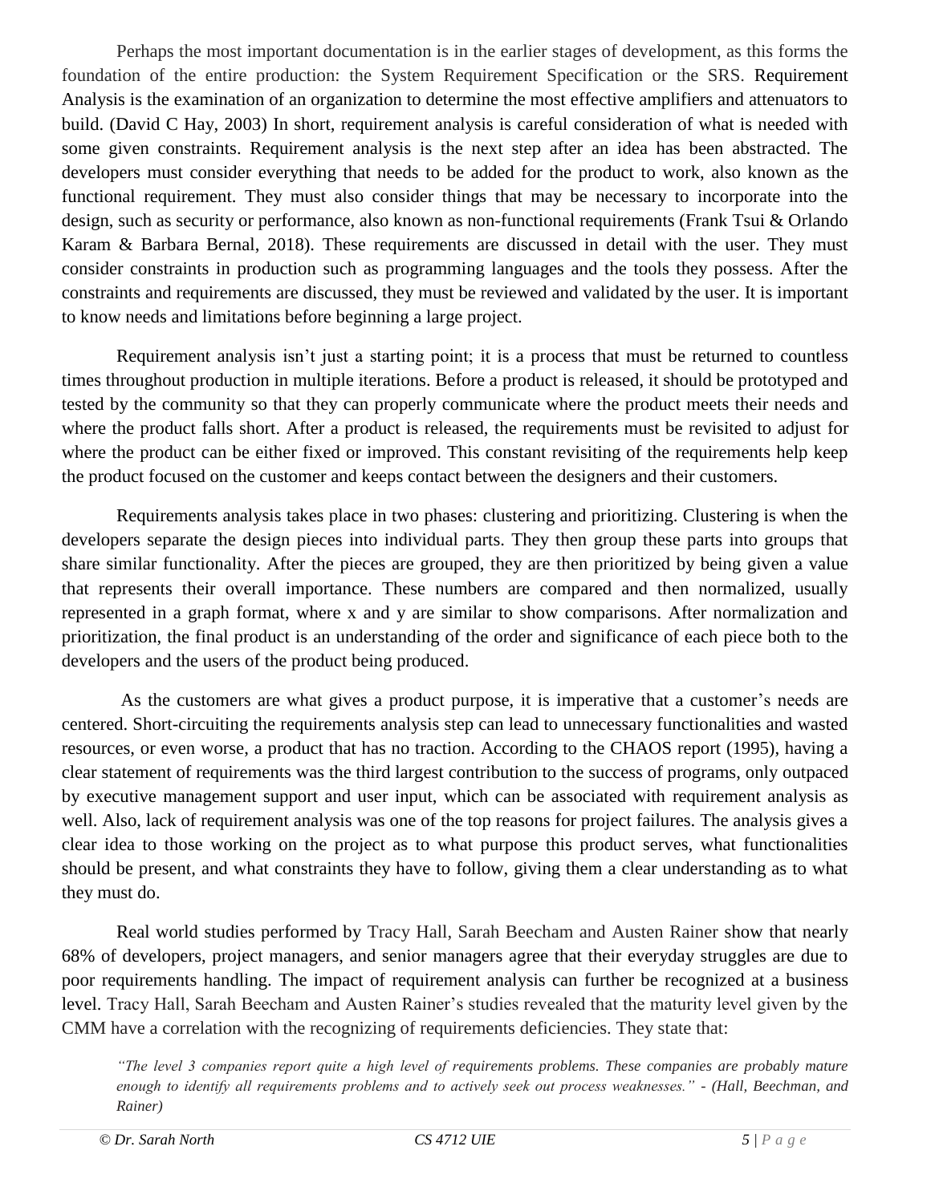Perhaps the most important documentation is in the earlier stages of development, as this forms the foundation of the entire production: the System Requirement Specification or the SRS. Requirement Analysis is the examination of an organization to determine the most effective amplifiers and attenuators to build. (David C Hay, 2003) In short, requirement analysis is careful consideration of what is needed with some given constraints. Requirement analysis is the next step after an idea has been abstracted. The developers must consider everything that needs to be added for the product to work, also known as the functional requirement. They must also consider things that may be necessary to incorporate into the design, such as security or performance, also known as non-functional requirements (Frank Tsui & Orlando Karam & Barbara Bernal, 2018). These requirements are discussed in detail with the user. They must consider constraints in production such as programming languages and the tools they possess. After the constraints and requirements are discussed, they must be reviewed and validated by the user. It is important to know needs and limitations before beginning a large project.

Requirement analysis isn't just a starting point; it is a process that must be returned to countless times throughout production in multiple iterations. Before a product is released, it should be prototyped and tested by the community so that they can properly communicate where the product meets their needs and where the product falls short. After a product is released, the requirements must be revisited to adjust for where the product can be either fixed or improved. This constant revisiting of the requirements help keep the product focused on the customer and keeps contact between the designers and their customers.

Requirements analysis takes place in two phases: clustering and prioritizing. Clustering is when the developers separate the design pieces into individual parts. They then group these parts into groups that share similar functionality. After the pieces are grouped, they are then prioritized by being given a value that represents their overall importance. These numbers are compared and then normalized, usually represented in a graph format, where x and y are similar to show comparisons. After normalization and prioritization, the final product is an understanding of the order and significance of each piece both to the developers and the users of the product being produced.

As the customers are what gives a product purpose, it is imperative that a customer's needs are centered. Short-circuiting the requirements analysis step can lead to unnecessary functionalities and wasted resources, or even worse, a product that has no traction. According to the CHAOS report (1995), having a clear statement of requirements was the third largest contribution to the success of programs, only outpaced by executive management support and user input, which can be associated with requirement analysis as well. Also, lack of requirement analysis was one of the top reasons for project failures. The analysis gives a clear idea to those working on the project as to what purpose this product serves, what functionalities should be present, and what constraints they have to follow, giving them a clear understanding as to what they must do.

Real world studies performed by Tracy Hall, Sarah Beecham and Austen Rainer show that nearly 68% of developers, project managers, and senior managers agree that their everyday struggles are due to poor requirements handling. The impact of requirement analysis can further be recognized at a business level. Tracy Hall, Sarah Beecham and Austen Rainer's studies revealed that the maturity level given by the CMM have a correlation with the recognizing of requirements deficiencies. They state that:

> *"The level 3 companies report quite a high level of requirements problems. These companies are probably mature enough to identify all requirements problems and to actively seek out process weaknesses." - (Hall, Beechman, and Rainer)*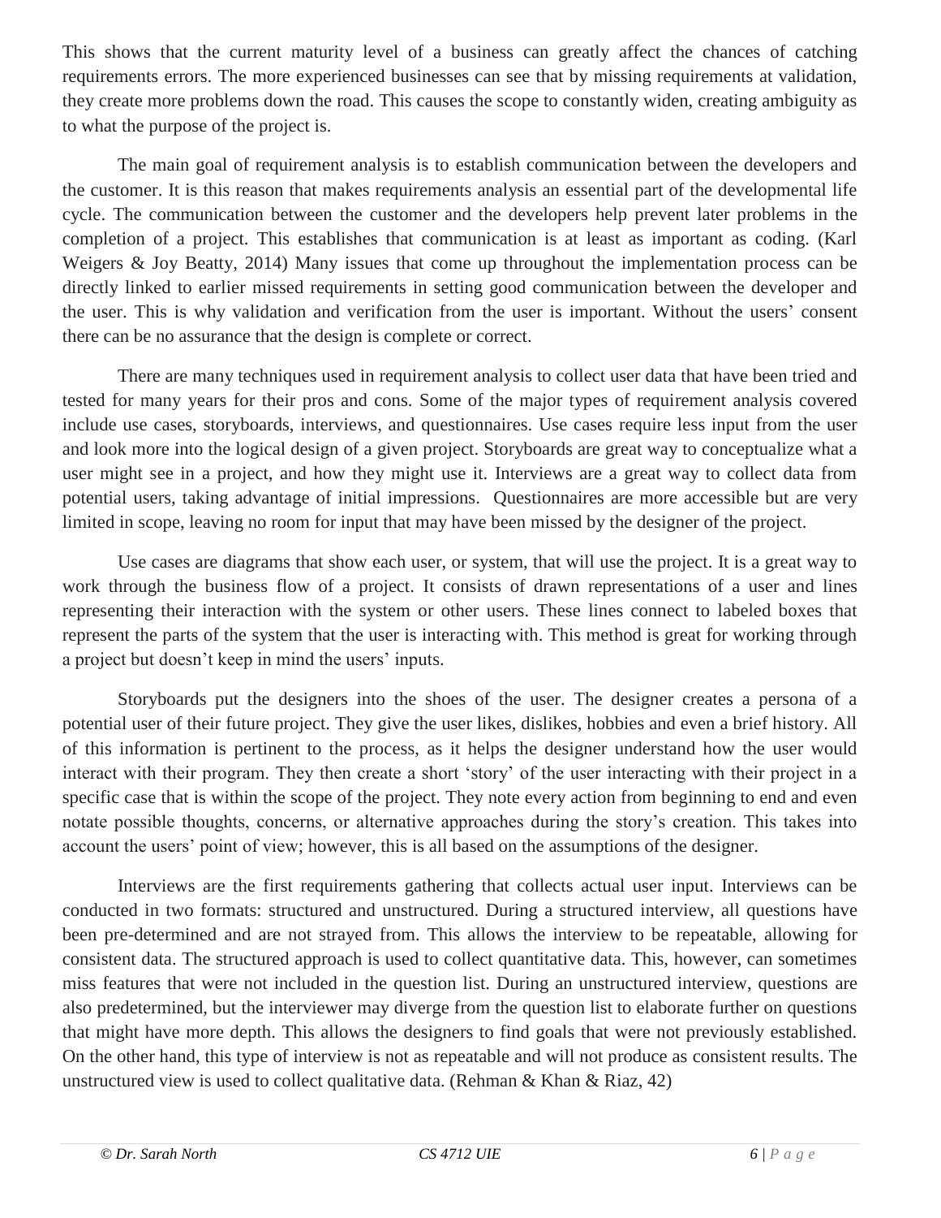This shows that the current maturity level of a business can greatly affect the chances of catching requirements errors. The more experienced businesses can see that by missing requirements at validation, they create more problems down the road. This causes the scope to constantly widen, creating ambiguity as to what the purpose of the project is.

The main goal of requirement analysis is to establish communication between the developers and the customer. It is this reason that makes requirements analysis an essential part of the developmental life cycle. The communication between the customer and the developers help prevent later problems in the completion of a project. This establishes that communication is at least as important as coding. (Karl Weigers & Joy Beatty, 2014) Many issues that come up throughout the implementation process can be directly linked to earlier missed requirements in setting good communication between the developer and the user. This is why validation and verification from the user is important. Without the users' consent there can be no assurance that the design is complete or correct.

There are many techniques used in requirement analysis to collect user data that have been tried and tested for many years for their pros and cons. Some of the major types of requirement analysis covered include use cases, storyboards, interviews, and questionnaires. Use cases require less input from the user and look more into the logical design of a given project. Storyboards are great way to conceptualize what a user might see in a project, and how they might use it. Interviews are a great way to collect data from potential users, taking advantage of initial impressions. Questionnaires are more accessible but are very limited in scope, leaving no room for input that may have been missed by the designer of the project.

Use cases are diagrams that show each user, or system, that will use the project. It is a great way to work through the business flow of a project. It consists of drawn representations of a user and lines representing their interaction with the system or other users. These lines connect to labeled boxes that represent the parts of the system that the user is interacting with. This method is great for working through a project but doesn't keep in mind the users' inputs.

Storyboards put the designers into the shoes of the user. The designer creates a persona of a potential user of their future project. They give the user likes, dislikes, hobbies and even a brief history. All of this information is pertinent to the process, as it helps the designer understand how the user would interact with their program. They then create a short 'story' of the user interacting with their project in a specific case that is within the scope of the project. They note every action from beginning to end and even notate possible thoughts, concerns, or alternative approaches during the story's creation. This takes into account the users' point of view; however, this is all based on the assumptions of the designer.

Interviews are the first requirements gathering that collects actual user input. Interviews can be conducted in two formats: structured and unstructured. During a structured interview, all questions have been pre-determined and are not strayed from. This allows the interview to be repeatable, allowing for consistent data. The structured approach is used to collect quantitative data. This, however, can sometimes miss features that were not included in the question list. During an unstructured interview, questions are also predetermined, but the interviewer may diverge from the question list to elaborate further on questions that might have more depth. This allows the designers to find goals that were not previously established. On the other hand, this type of interview is not as repeatable and will not produce as consistent results. The unstructured view is used to collect qualitative data. (Rehman & Khan & Riaz, 42)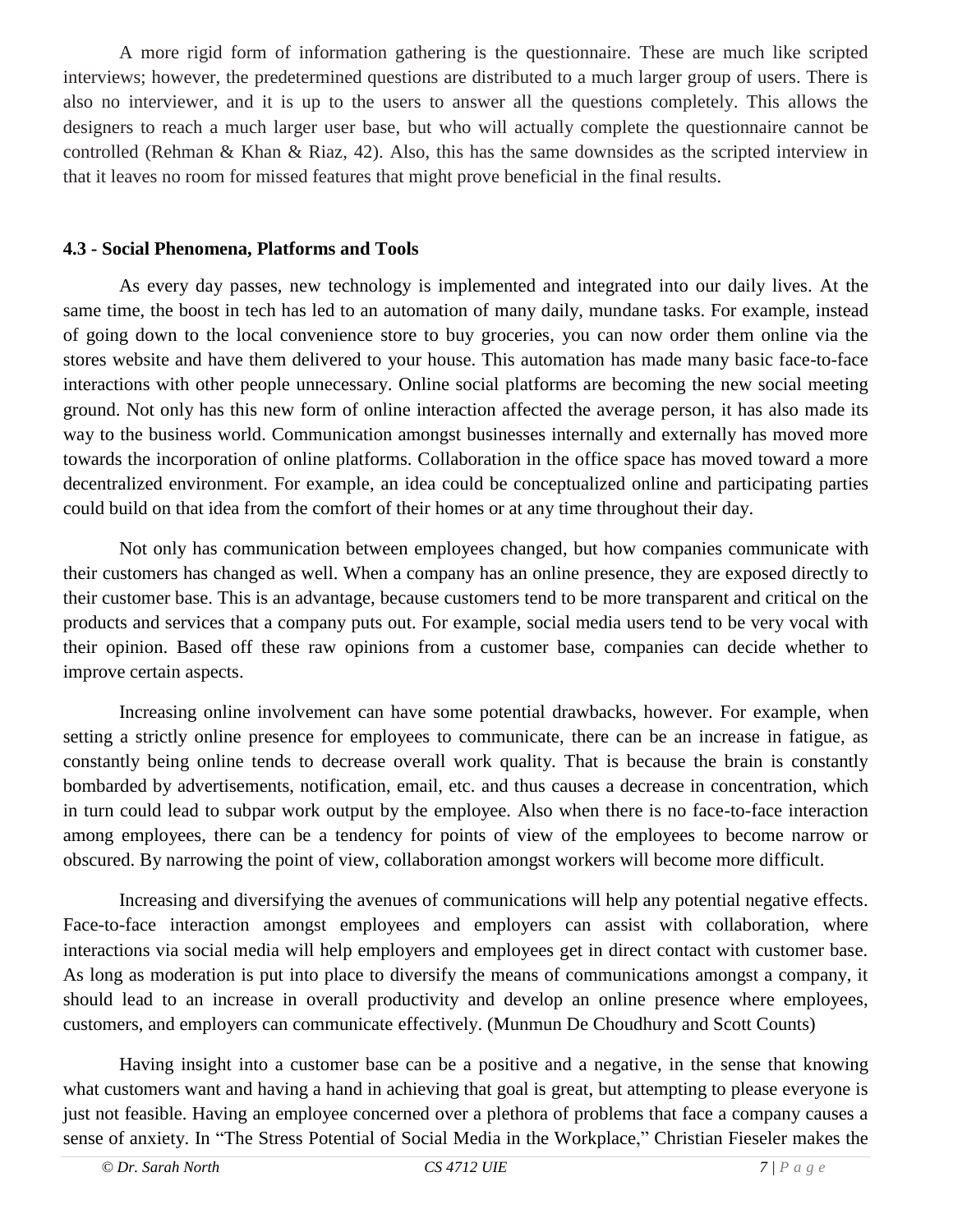A more rigid form of information gathering is the questionnaire. These are much like scripted interviews; however, the predetermined questions are distributed to a much larger group of users. There is also no interviewer, and it is up to the users to answer all the questions completely. This allows the designers to reach a much larger user base, but who will actually complete the questionnaire cannot be controlled (Rehman & Khan & Riaz, 42). Also, this has the same downsides as the scripted interview in that it leaves no room for missed features that might prove beneficial in the final results.

**4.3 - Social Phenomena, Platforms and Tools**

As every day passes, new technology is implemented and integrated into our daily lives. At the same time, the boost in tech has led to an automation of many daily, mundane tasks. For example, instead of going down to the local convenience store to buy groceries, you can now order them online via the stores website and have them delivered to your house. This automation has made many basic face-to-face interactions with other people unnecessary. Online social platforms are becoming the new social meeting ground. Not only has this new form of online interaction affected the average person, it has also made its way to the business world. Communication amongst businesses internally and externally has moved more towards the incorporation of online platforms. Collaboration in the office space has moved toward a more decentralized environment. For example, an idea could be conceptualized online and participating parties could build on that idea from the comfort of their homes or at any time throughout their day.

Not only has communication between employees changed, but how companies communicate with their customers has changed as well. When a company has an online presence, they are exposed directly to their customer base. This is an advantage, because customers tend to be more transparent and critical on the products and services that a company puts out. For example, social media users tend to be very vocal with their opinion. Based off these raw opinions from a customer base, companies can decide whether to improve certain aspects.

Increasing online involvement can have some potential drawbacks, however. For example, when setting a strictly online presence for employees to communicate, there can be an increase in fatigue, as constantly being online tends to decrease overall work quality. That is because the brain is constantly bombarded by advertisements, notification, email, etc. and thus causes a decrease in concentration, which in turn could lead to subpar work output by the employee. Also when there is no face-to-face interaction among employees, there can be a tendency for points of view of the employees to become narrow or obscured. By narrowing the point of view, collaboration amongst workers will become more difficult.

Increasing and diversifying the avenues of communications will help any potential negative effects. Face-to-face interaction amongst employees and employers can assist with collaboration, where interactions via social media will help employers and employees get in direct contact with customer base. As long as moderation is put into place to diversify the means of communications amongst a company, it should lead to an increase in overall productivity and develop an online presence where employees, customers, and employers can communicate effectively. (Munmun De Choudhury and Scott Counts)

Having insight into a customer base can be a positive and a negative, in the sense that knowing what customers want and having a hand in achieving that goal is great, but attempting to please everyone is just not feasible. Having an employee concerned over a plethora of problems that face a company causes a sense of anxiety. In "The Stress Potential of Social Media in the Workplace," Christian Fieseler makes the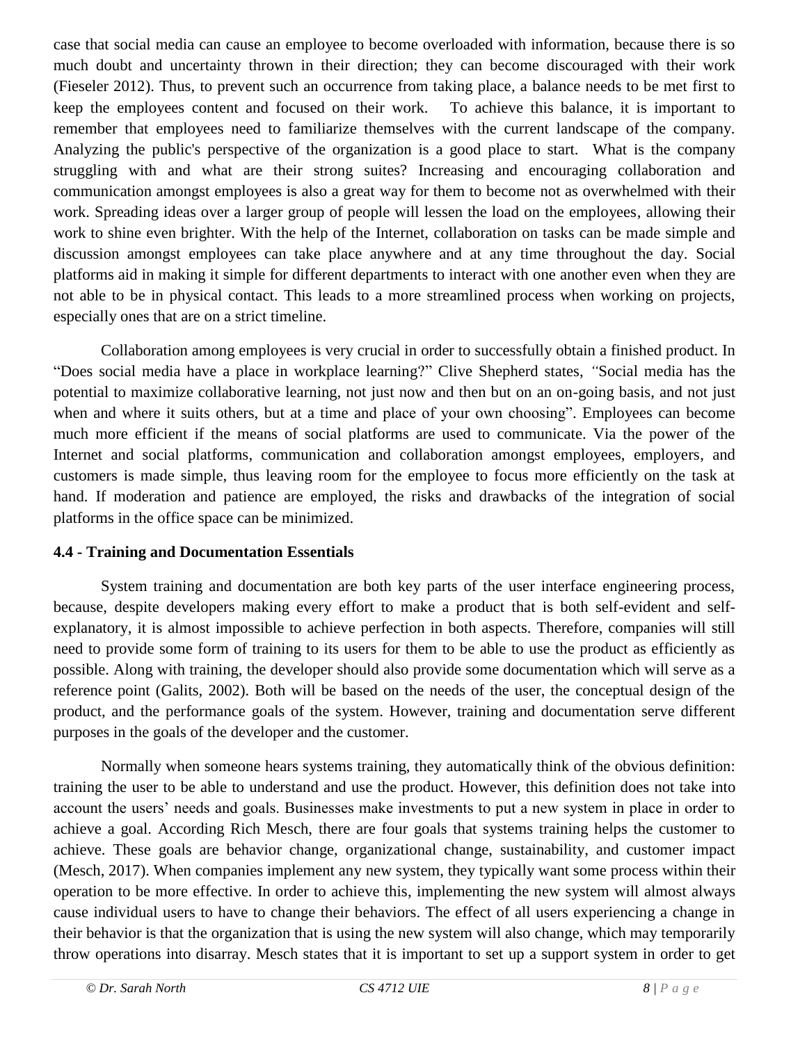case that social media can cause an employee to become overloaded with information, because there is so much doubt and uncertainty thrown in their direction; they can become discouraged with their work (Fieseler 2012). Thus, to prevent such an occurrence from taking place, a balance needs to be met first to keep the employees content and focused on their work. To achieve this balance, it is important to remember that employees need to familiarize themselves with the current landscape of the company. Analyzing the public's perspective of the organization is a good place to start. What is the company struggling with and what are their strong suites? Increasing and encouraging collaboration and communication amongst employees is also a great way for them to become not as overwhelmed with their work. Spreading ideas over a larger group of people will lessen the load on the employees, allowing their work to shine even brighter. With the help of the Internet, collaboration on tasks can be made simple and discussion amongst employees can take place anywhere and at any time throughout the day. Social platforms aid in making it simple for different departments to interact with one another even when they are not able to be in physical contact. This leads to a more streamlined process when working on projects, especially ones that are on a strict timeline.

Collaboration among employees is very crucial in order to successfully obtain a finished product. In "Does social media have a place in workplace learning?" Clive Shepherd states, "Social media has the potential to maximize collaborative learning, not just now and then but on an on-going basis, and not just when and where it suits others, but at a time and place of your own choosing". Employees can become much more efficient if the means of social platforms are used to communicate. Via the power of the Internet and social platforms, communication and collaboration amongst employees, employers, and customers is made simple, thus leaving room for the employee to focus more efficiently on the task at hand. If moderation and patience are employed, the risks and drawbacks of the integration of social platforms in the office space can be minimized.

**4.4 - Training and Documentation Essentials**

System training and documentation are both key parts of the user interface engineering process, because, despite developers making every effort to make a product that is both self-evident and self-explanatory, it is almost impossible to achieve perfection in both aspects. Therefore, companies will still need to provide some form of training to its users for them to be able to use the product as efficiently as possible. Along with training, the developer should also provide some documentation which will serve as a reference point (Galits, 2002). Both will be based on the needs of the user, the conceptual design of the product, and the performance goals of the system. However, training and documentation serve different purposes in the goals of the developer and the customer.

Normally when someone hears systems training, they automatically think of the obvious definition: training the user to be able to understand and use the product. However, this definition does not take into account the users' needs and goals. Businesses make investments to put a new system in place in order to achieve a goal. According Rich Mesch, there are four goals that systems training helps the customer to achieve. These goals are behavior change, organizational change, sustainability, and customer impact (Mesch, 2017). When companies implement any new system, they typically want some process within their operation to be more effective. In order to achieve this, implementing the new system will almost always cause individual users to have to change their behaviors. The effect of all users experiencing a change in their behavior is that the organization that is using the new system will also change, which may temporarily throw operations into disarray. Mesch states that it is important to set up a support system in order to get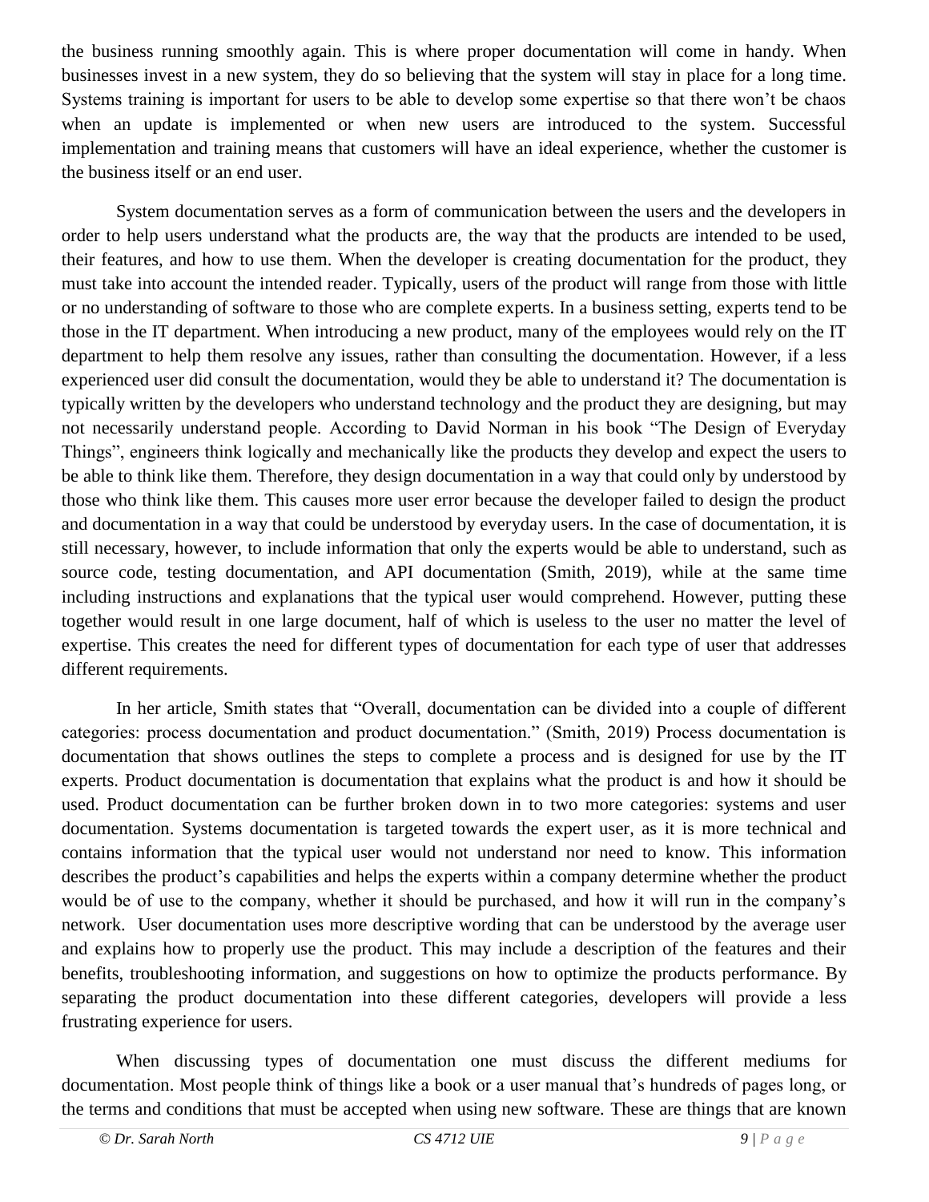the business running smoothly again. This is where proper documentation will come in handy. When businesses invest in a new system, they do so believing that the system will stay in place for a long time. Systems training is important for users to be able to develop some expertise so that there won't be chaos when an update is implemented or when new users are introduced to the system. Successful implementation and training means that customers will have an ideal experience, whether the customer is the business itself or an end user.

System documentation serves as a form of communication between the users and the developers in order to help users understand what the products are, the way that the products are intended to be used, their features, and how to use them. When the developer is creating documentation for the product, they must take into account the intended reader. Typically, users of the product will range from those with little or no understanding of software to those who are complete experts. In a business setting, experts tend to be those in the IT department. When introducing a new product, many of the employees would rely on the IT department to help them resolve any issues, rather than consulting the documentation. However, if a less experienced user did consult the documentation, would they be able to understand it? The documentation is typically written by the developers who understand technology and the product they are designing, but may not necessarily understand people. According to David Norman in his book "The Design of Everyday Things", engineers think logically and mechanically like the products they develop and expect the users to be able to think like them. Therefore, they design documentation in a way that could only by understood by those who think like them. This causes more user error because the developer failed to design the product and documentation in a way that could be understood by everyday users. In the case of documentation, it is still necessary, however, to include information that only the experts would be able to understand, such as source code, testing documentation, and API documentation (Smith, 2019), while at the same time including instructions and explanations that the typical user would comprehend. However, putting these together would result in one large document, half of which is useless to the user no matter the level of expertise. This creates the need for different types of documentation for each type of user that addresses different requirements.

In her article, Smith states that "Overall, documentation can be divided into a couple of different categories: process documentation and product documentation." (Smith, 2019) Process documentation is documentation that shows outlines the steps to complete a process and is designed for use by the IT experts. Product documentation is documentation that explains what the product is and how it should be used. Product documentation can be further broken down in to two more categories: systems and user documentation. Systems documentation is targeted towards the expert user, as it is more technical and contains information that the typical user would not understand nor need to know. This information describes the product's capabilities and helps the experts within a company determine whether the product would be of use to the company, whether it should be purchased, and how it will run in the company's network. User documentation uses more descriptive wording that can be understood by the average user and explains how to properly use the product. This may include a description of the features and their benefits, troubleshooting information, and suggestions on how to optimize the products performance. By separating the product documentation into these different categories, developers will provide a less frustrating experience for users.

When discussing types of documentation one must discuss the different mediums for documentation. Most people think of things like a book or a user manual that's hundreds of pages long, or the terms and conditions that must be accepted when using new software. These are things that are known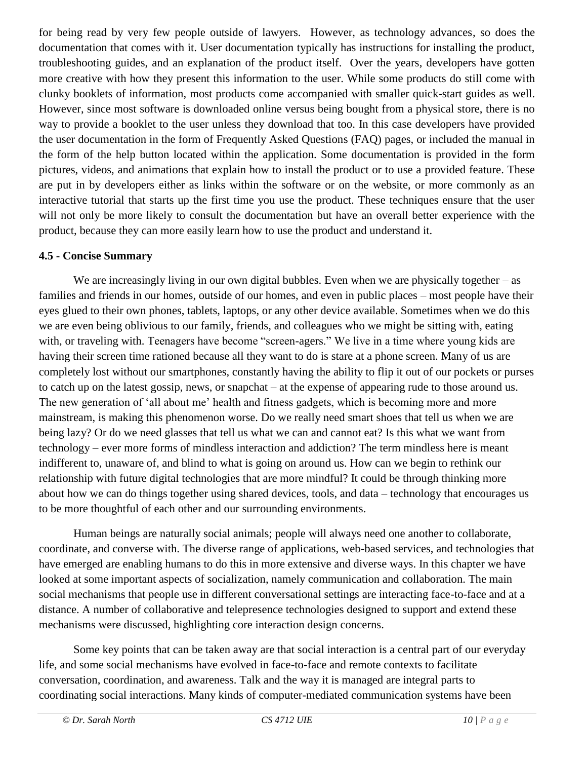for being read by very few people outside of lawyers. However, as technology advances, so does the documentation that comes with it. User documentation typically has instructions for installing the product, troubleshooting guides, and an explanation of the product itself. Over the years, developers have gotten more creative with how they present this information to the user. While some products do still come with clunky booklets of information, most products come accompanied with smaller quick-start guides as well. However, since most software is downloaded online versus being bought from a physical store, there is no way to provide a booklet to the user unless they download that too. In this case developers have provided the user documentation in the form of Frequently Asked Questions (FAQ) pages, or included the manual in the form of the help button located within the application. Some documentation is provided in the form pictures, videos, and animations that explain how to install the product or to use a provided feature. These are put in by developers either as links within the software or on the website, or more commonly as an interactive tutorial that starts up the first time you use the product. These techniques ensure that the user will not only be more likely to consult the documentation but have an overall better experience with the product, because they can more easily learn how to use the product and understand it.

### 4.5 - Concise Summary

We are increasingly living in our own digital bubbles. Even when we are physically together – as families and friends in our homes, outside of our homes, and even in public places – most people have their eyes glued to their own phones, tablets, laptops, or any other device available. Sometimes when we do this we are even being oblivious to our family, friends, and colleagues who we might be sitting with, eating with, or traveling with. Teenagers have become "screen-agers." We live in a time where young kids are having their screen time rationed because all they want to do is stare at a phone screen. Many of us are completely lost without our smartphones, constantly having the ability to flip it out of our pockets or purses to catch up on the latest gossip, news, or snapchat – at the expense of appearing rude to those around us. The new generation of 'all about me' health and fitness gadgets, which is becoming more and more mainstream, is making this phenomenon worse. Do we really need smart shoes that tell us when we are being lazy? Or do we need glasses that tell us what we can and cannot eat? Is this what we want from technology – ever more forms of mindless interaction and addiction? The term mindless here is meant indifferent to, unaware of, and blind to what is going on around us. How can we begin to rethink our relationship with future digital technologies that are more mindful? It could be through thinking more about how we can do things together using shared devices, tools, and data – technology that encourages us to be more thoughtful of each other and our surrounding environments.

Human beings are naturally social animals; people will always need one another to collaborate, coordinate, and converse with. The diverse range of applications, web-based services, and technologies that have emerged are enabling humans to do this in more extensive and diverse ways. In this chapter we have looked at some important aspects of socialization, namely communication and collaboration. The main social mechanisms that people use in different conversational settings are interacting face-to-face and at a distance. A number of collaborative and telepresence technologies designed to support and extend these mechanisms were discussed, highlighting core interaction design concerns.

Some key points that can be taken away are that social interaction is a central part of our everyday life, and some social mechanisms have evolved in face-to-face and remote contexts to facilitate conversation, coordination, and awareness. Talk and the way it is managed are integral parts to coordinating social interactions. Many kinds of computer-mediated communication systems have been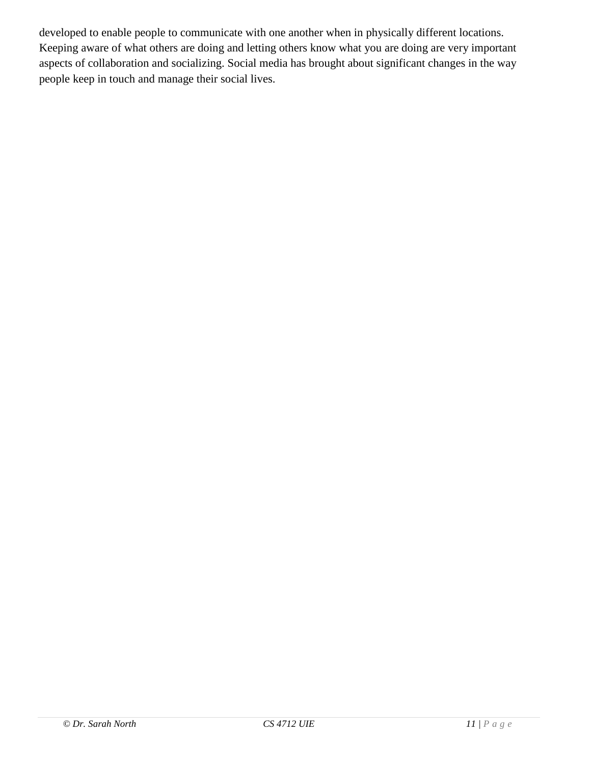developed to enable people to communicate with one another when in physically different locations. Keeping aware of what others are doing and letting others know what you are doing are very important aspects of collaboration and socializing. Social media has brought about significant changes in the way people keep in touch and manage their social lives.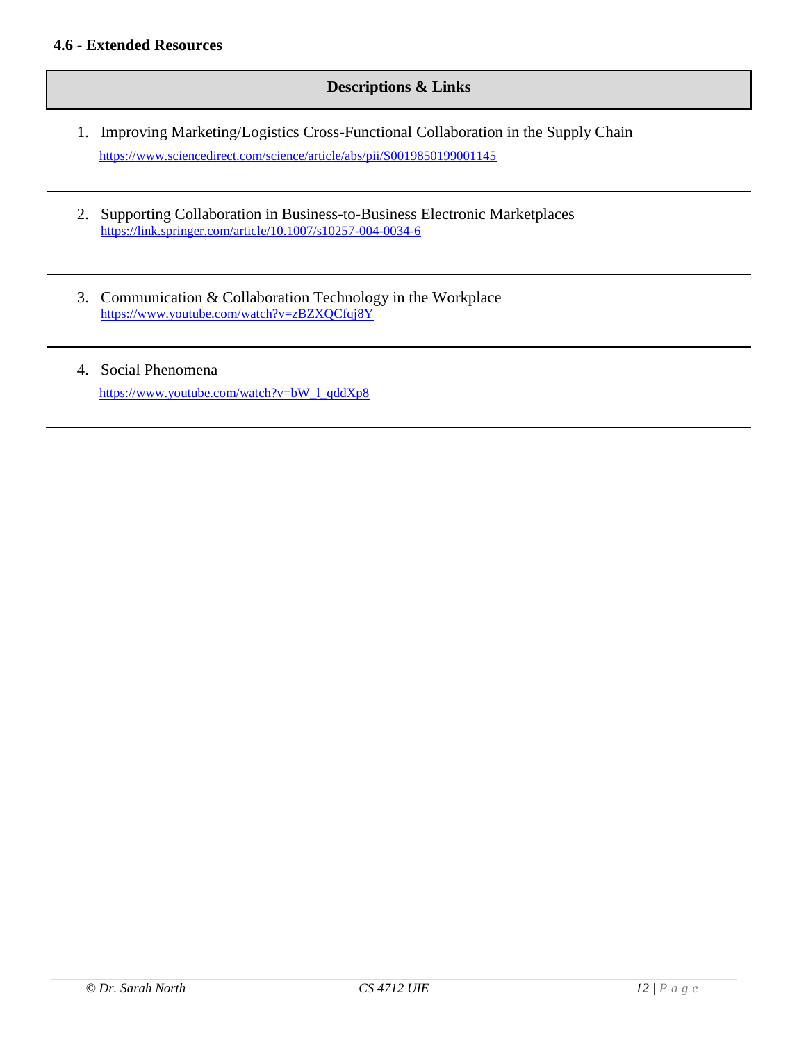### 4.6 - Extended Resources

| Descriptions & Links |
| --- |

1. Improving Marketing/Logistics Cross-Functional Collaboration in the Supply Chain
   https://www.sciencedirect.com/science/article/abs/pii/S0019850199001145

2. Supporting Collaboration in Business-to-Business Electronic Marketplaces
   https://link.springer.com/article/10.1007/s10257-004-0034-6

3. Communication & Collaboration Technology in the Workplace
   https://www.youtube.com/watch?v=zBZXQCfqj8Y

4. Social Phenomena
   https://www.youtube.com/watch?v=bW_l_qddXp8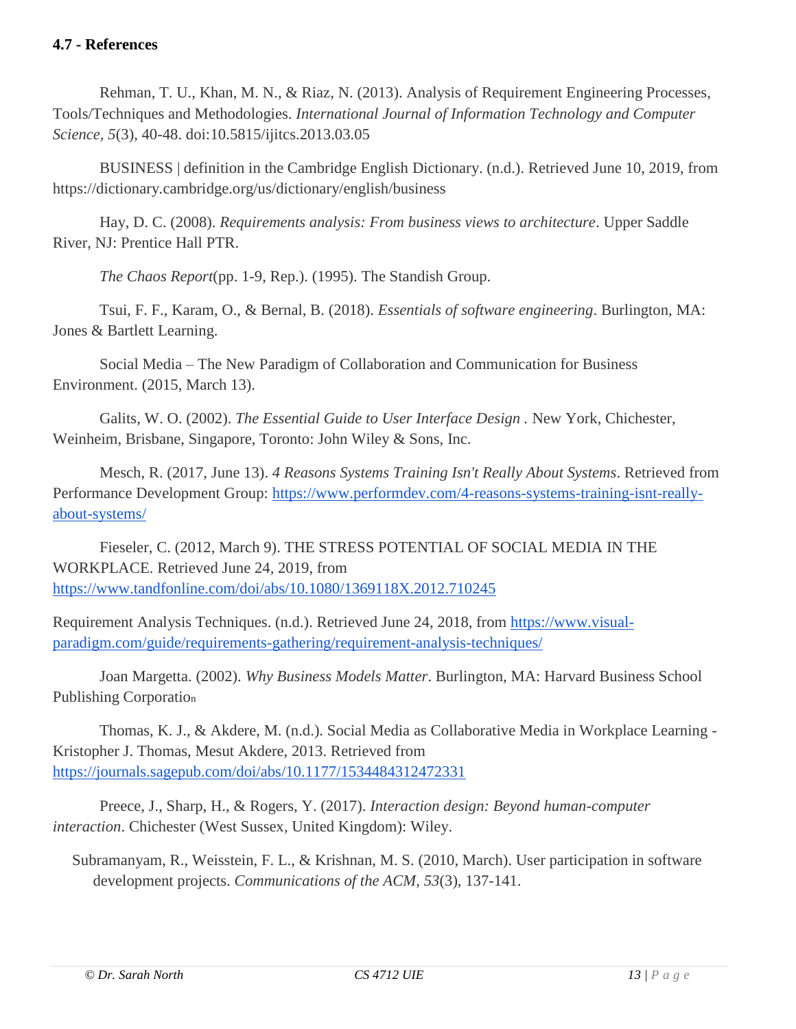**4.7 - References**

Rehman, T. U., Khan, M. N., & Riaz, N. (2013). Analysis of Requirement Engineering Processes, Tools/Techniques and Methodologies. *International Journal of Information Technology and Computer Science, 5*(3), 40-48. doi:10.5815/ijitcs.2013.03.05

BUSINESS | definition in the Cambridge English Dictionary. (n.d.). Retrieved June 10, 2019, from https://dictionary.cambridge.org/us/dictionary/english/business

Hay, D. C. (2008). *Requirements analysis: From business views to architecture*. Upper Saddle River, NJ: Prentice Hall PTR.

*The Chaos Report*(pp. 1-9, Rep.). (1995). The Standish Group.

Tsui, F. F., Karam, O., & Bernal, B. (2018). *Essentials of software engineering*. Burlington, MA: Jones & Bartlett Learning.

Social Media – The New Paradigm of Collaboration and Communication for Business Environment. (2015, March 13).

Galits, W. O. (2002). *The Essential Guide to User Interface Design* . New York, Chichester, Weinheim, Brisbane, Singapore, Toronto: John Wiley & Sons, Inc.

Mesch, R. (2017, June 13). *4 Reasons Systems Training Isn't Really About Systems*. Retrieved from Performance Development Group: https://www.performdev.com/4-reasons-systems-training-isnt-really-about-systems/

Fieseler, C. (2012, March 9). THE STRESS POTENTIAL OF SOCIAL MEDIA IN THE WORKPLACE. Retrieved June 24, 2019, from https://www.tandfonline.com/doi/abs/10.1080/1369118X.2012.710245

Requirement Analysis Techniques. (n.d.). Retrieved June 24, 2018, from https://www.visual-paradigm.com/guide/requirements-gathering/requirement-analysis-techniques/

Joan Margetta. (2002). *Why Business Models Matter*. Burlington, MA: Harvard Business School Publishing Corporation

Thomas, K. J., & Akdere, M. (n.d.). Social Media as Collaborative Media in Workplace Learning - Kristopher J. Thomas, Mesut Akdere, 2013. Retrieved from https://journals.sagepub.com/doi/abs/10.1177/1534484312472331

Preece, J., Sharp, H., & Rogers, Y. (2017). *Interaction design: Beyond human-computer interaction*. Chichester (West Sussex, United Kingdom): Wiley.

Subramanyam, R., Weisstein, F. L., & Krishnan, M. S. (2010, March). User participation in software development projects. *Communications of the ACM*, *53*(3), 137-141.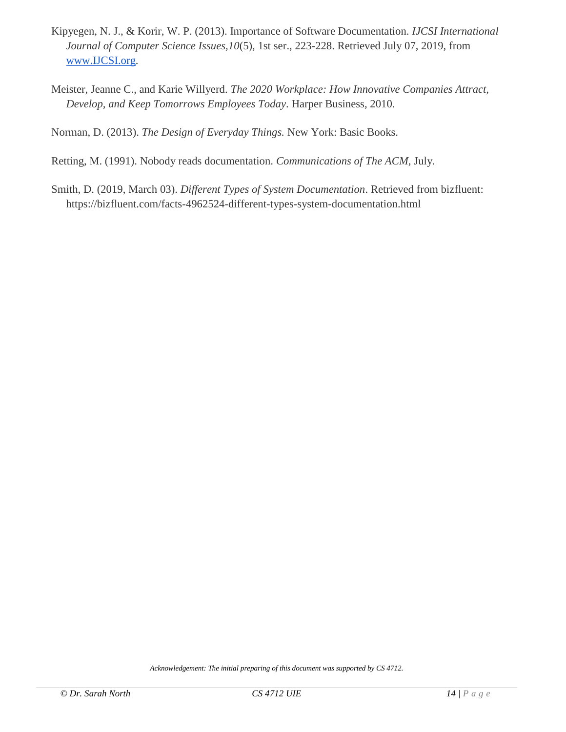Kipyegen, N. J., & Korir, W. P. (2013). Importance of Software Documentation. *IJCSI International Journal of Computer Science Issues,10*(5), 1st ser., 223-228. Retrieved July 07, 2019, from [www.IJCSI.org](www.IJCSI.org).

Meister, Jeanne C., and Karie Willyerd. *The 2020 Workplace: How Innovative Companies Attract, Develop, and Keep Tomorrows Employees Today*. Harper Business, 2010.

Norman, D. (2013). *The Design of Everyday Things.* New York: Basic Books.

Retting, M. (1991). Nobody reads documentation. *Communications of The ACM*, July.

Smith, D. (2019, March 03). *Different Types of System Documentation*. Retrieved from bizfluent: https://bizfluent.com/facts-4962524-different-types-system-documentation.html

*Acknowledgement: The initial preparing of this document was supported by CS 4712.*